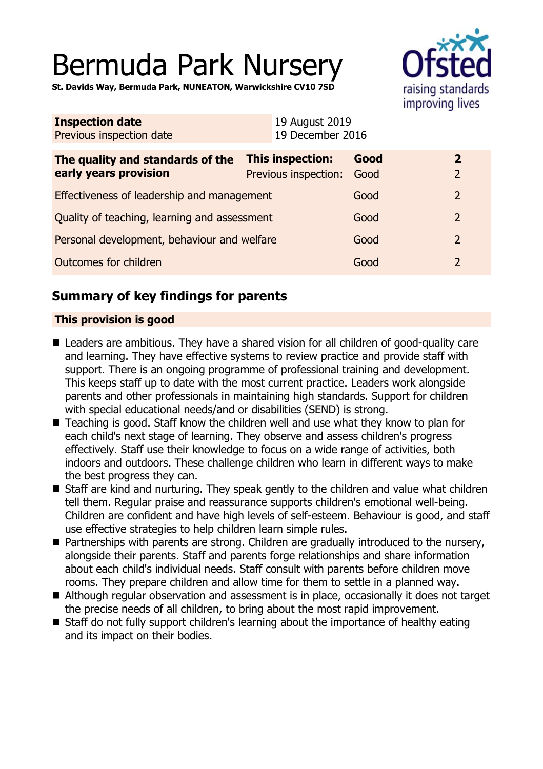# Bermuda Park Nursery

**St. Davids Way, Bermuda Park, NUNEATON, Warwickshire CV10 7SD**

| **Inspection date** | 19 August 2019 |
|---|---|
| Previous inspection date | 19 December 2016 |

| **The quality and standards of the early years provision** | **This inspection:** | **Good** | **2** |
|---|---|---|---|
| | Previous inspection: | Good | 2 |
| Effectiveness of leadership and management | | Good | 2 |
| Quality of teaching, learning and assessment | | Good | 2 |
| Personal development, behaviour and welfare | | Good | 2 |
| Outcomes for children | | Good | 2 |

## Summary of key findings for parents

### This provision is good

- Leaders are ambitious. They have a shared vision for all children of good-quality care and learning. They have effective systems to review practice and provide staff with support. There is an ongoing programme of professional training and development. This keeps staff up to date with the most current practice. Leaders work alongside parents and other professionals in maintaining high standards. Support for children with special educational needs/and or disabilities (SEND) is strong.
- Teaching is good. Staff know the children well and use what they know to plan for each child's next stage of learning. They observe and assess children's progress effectively. Staff use their knowledge to focus on a wide range of activities, both indoors and outdoors. These challenge children who learn in different ways to make the best progress they can.
- Staff are kind and nurturing. They speak gently to the children and value what children tell them. Regular praise and reassurance supports children's emotional well-being. Children are confident and have high levels of self-esteem. Behaviour is good, and staff use effective strategies to help children learn simple rules.
- Partnerships with parents are strong. Children are gradually introduced to the nursery, alongside their parents. Staff and parents forge relationships and share information about each child's individual needs. Staff consult with parents before children move rooms. They prepare children and allow time for them to settle in a planned way.
- Although regular observation and assessment is in place, occasionally it does not target the precise needs of all children, to bring about the most rapid improvement.
- Staff do not fully support children's learning about the importance of healthy eating and its impact on their bodies.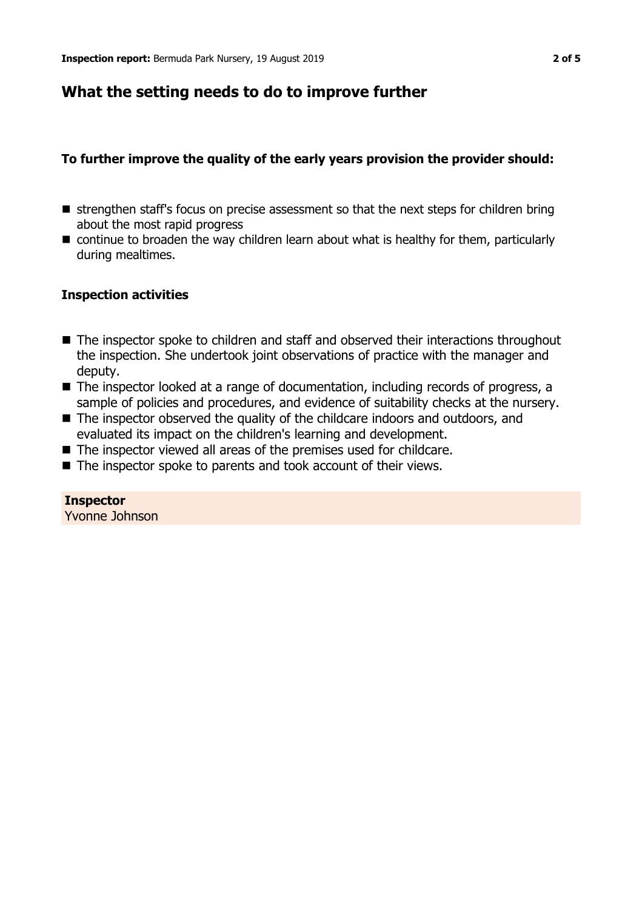## What the setting needs to do to improve further

### To further improve the quality of the early years provision the provider should:

- strengthen staff's focus on precise assessment so that the next steps for children bring about the most rapid progress
- continue to broaden the way children learn about what is healthy for them, particularly during mealtimes.

### Inspection activities

- The inspector spoke to children and staff and observed their interactions throughout the inspection. She undertook joint observations of practice with the manager and deputy.
- The inspector looked at a range of documentation, including records of progress, a sample of policies and procedures, and evidence of suitability checks at the nursery.
- The inspector observed the quality of the childcare indoors and outdoors, and evaluated its impact on the children's learning and development.
- The inspector viewed all areas of the premises used for childcare.
- The inspector spoke to parents and took account of their views.

**Inspector**
Yvonne Johnson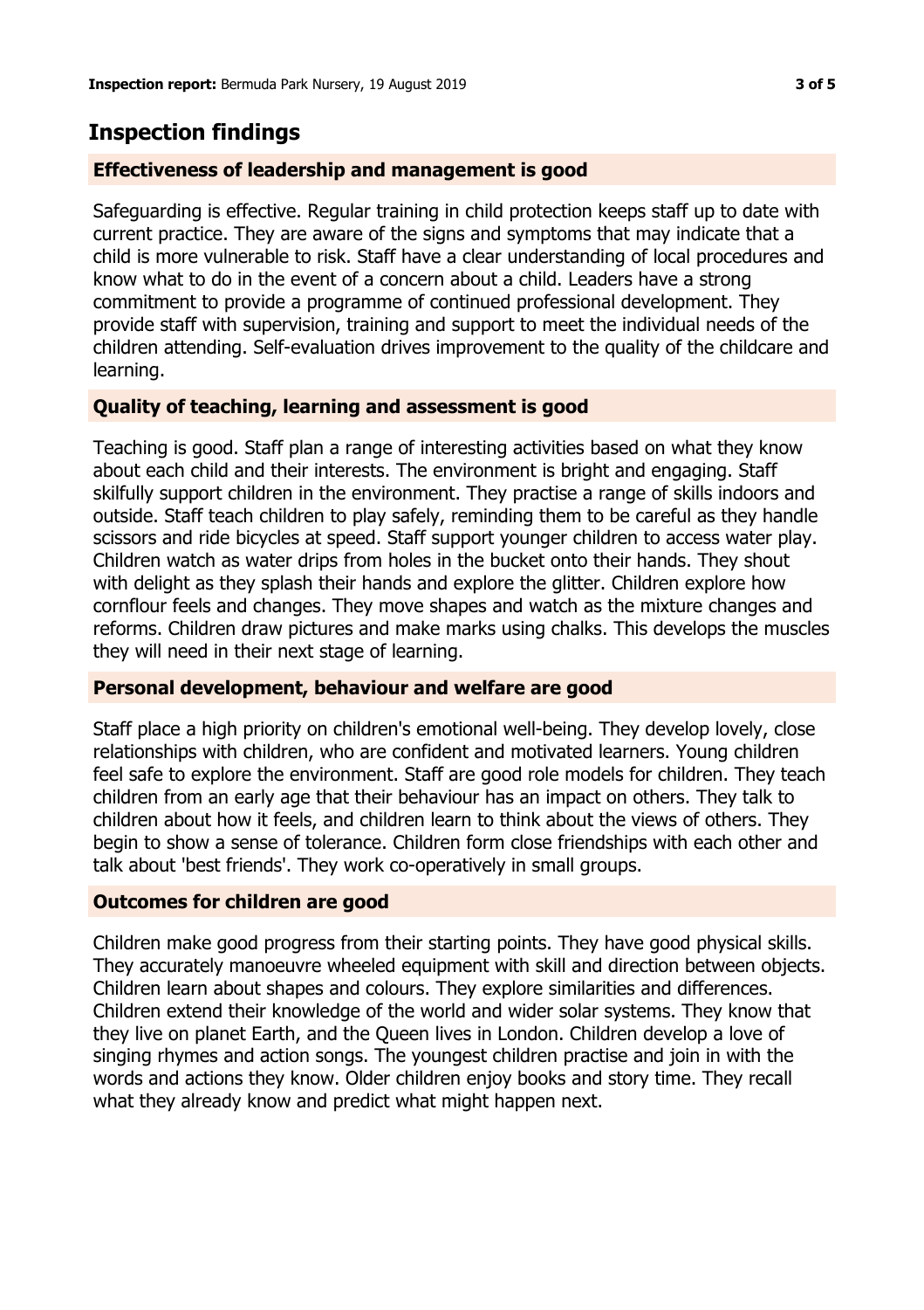## Inspection findings

### Effectiveness of leadership and management is good

Safeguarding is effective. Regular training in child protection keeps staff up to date with current practice. They are aware of the signs and symptoms that may indicate that a child is more vulnerable to risk. Staff have a clear understanding of local procedures and know what to do in the event of a concern about a child. Leaders have a strong commitment to provide a programme of continued professional development. They provide staff with supervision, training and support to meet the individual needs of the children attending. Self-evaluation drives improvement to the quality of the childcare and learning.

### Quality of teaching, learning and assessment is good

Teaching is good. Staff plan a range of interesting activities based on what they know about each child and their interests. The environment is bright and engaging. Staff skilfully support children in the environment. They practise a range of skills indoors and outside. Staff teach children to play safely, reminding them to be careful as they handle scissors and ride bicycles at speed. Staff support younger children to access water play. Children watch as water drips from holes in the bucket onto their hands. They shout with delight as they splash their hands and explore the glitter. Children explore how cornflour feels and changes. They move shapes and watch as the mixture changes and reforms. Children draw pictures and make marks using chalks. This develops the muscles they will need in their next stage of learning.

### Personal development, behaviour and welfare are good

Staff place a high priority on children's emotional well-being. They develop lovely, close relationships with children, who are confident and motivated learners. Young children feel safe to explore the environment. Staff are good role models for children. They teach children from an early age that their behaviour has an impact on others. They talk to children about how it feels, and children learn to think about the views of others. They begin to show a sense of tolerance. Children form close friendships with each other and talk about 'best friends'. They work co-operatively in small groups.

### Outcomes for children are good

Children make good progress from their starting points. They have good physical skills. They accurately manoeuvre wheeled equipment with skill and direction between objects. Children learn about shapes and colours. They explore similarities and differences. Children extend their knowledge of the world and wider solar systems. They know that they live on planet Earth, and the Queen lives in London. Children develop a love of singing rhymes and action songs. The youngest children practise and join in with the words and actions they know. Older children enjoy books and story time. They recall what they already know and predict what might happen next.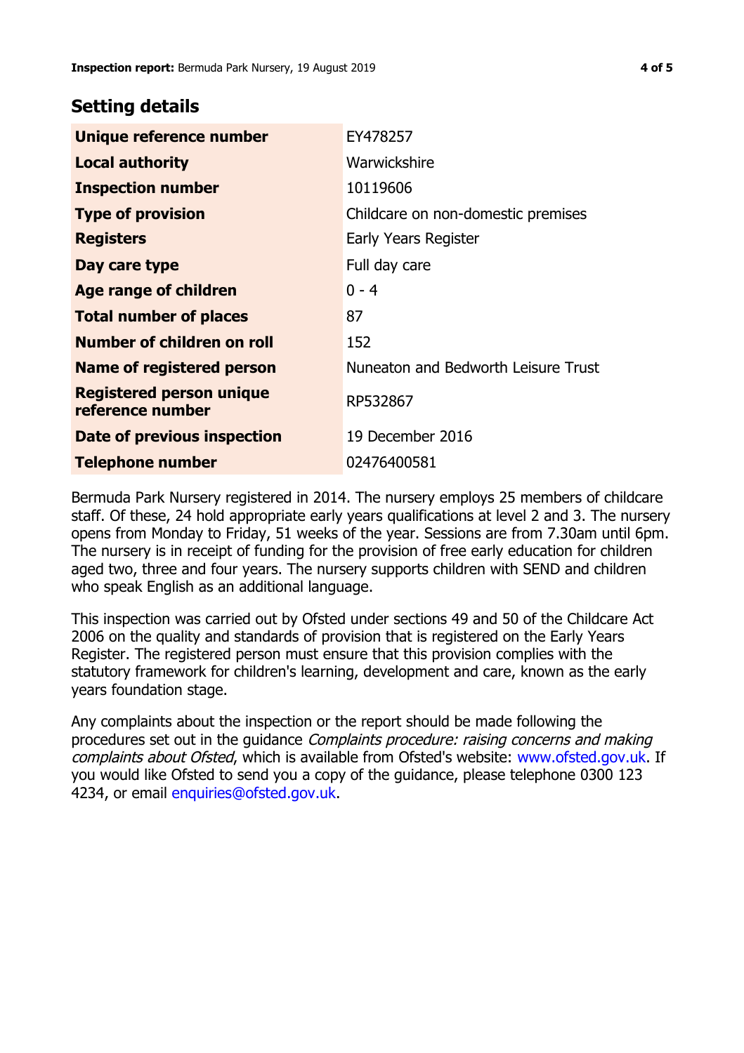## Setting details

| | |
|---|---|
| **Unique reference number** | EY478257 |
| **Local authority** | Warwickshire |
| **Inspection number** | 10119606 |
| **Type of provision** | Childcare on non-domestic premises |
| **Registers** | Early Years Register |
| **Day care type** | Full day care |
| **Age range of children** | 0 - 4 |
| **Total number of places** | 87 |
| **Number of children on roll** | 152 |
| **Name of registered person** | Nuneaton and Bedworth Leisure Trust |
| **Registered person unique reference number** | RP532867 |
| **Date of previous inspection** | 19 December 2016 |
| **Telephone number** | 02476400581 |

Bermuda Park Nursery registered in 2014. The nursery employs 25 members of childcare staff. Of these, 24 hold appropriate early years qualifications at level 2 and 3. The nursery opens from Monday to Friday, 51 weeks of the year. Sessions are from 7.30am until 6pm. The nursery is in receipt of funding for the provision of free early education for children aged two, three and four years. The nursery supports children with SEND and children who speak English as an additional language.

This inspection was carried out by Ofsted under sections 49 and 50 of the Childcare Act 2006 on the quality and standards of provision that is registered on the Early Years Register. The registered person must ensure that this provision complies with the statutory framework for children's learning, development and care, known as the early years foundation stage.

Any complaints about the inspection or the report should be made following the procedures set out in the guidance *Complaints procedure: raising concerns and making complaints about Ofsted*, which is available from Ofsted's website: www.ofsted.gov.uk. If you would like Ofsted to send you a copy of the guidance, please telephone 0300 123 4234, or email enquiries@ofsted.gov.uk.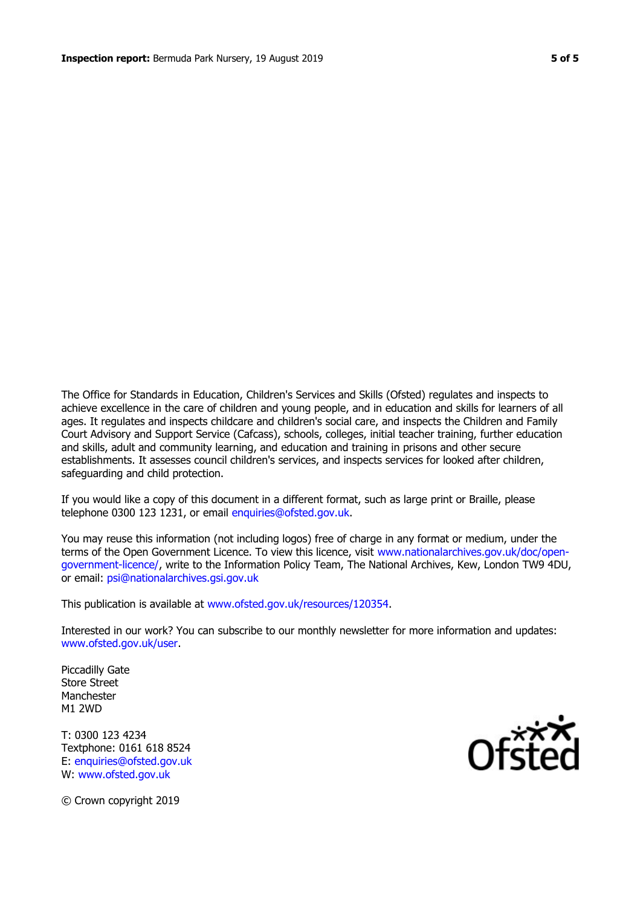The Office for Standards in Education, Children's Services and Skills (Ofsted) regulates and inspects to achieve excellence in the care of children and young people, and in education and skills for learners of all ages. It regulates and inspects childcare and children's social care, and inspects the Children and Family Court Advisory and Support Service (Cafcass), schools, colleges, initial teacher training, further education and skills, adult and community learning, and education and training in prisons and other secure establishments. It assesses council children's services, and inspects services for looked after children, safeguarding and child protection.

If you would like a copy of this document in a different format, such as large print or Braille, please telephone 0300 123 1231, or email enquiries@ofsted.gov.uk.

You may reuse this information (not including logos) free of charge in any format or medium, under the terms of the Open Government Licence. To view this licence, visit www.nationalarchives.gov.uk/doc/open-government-licence/, write to the Information Policy Team, The National Archives, Kew, London TW9 4DU, or email: psi@nationalarchives.gsi.gov.uk

This publication is available at www.ofsted.gov.uk/resources/120354.

Interested in our work? You can subscribe to our monthly newsletter for more information and updates: www.ofsted.gov.uk/user.

Piccadilly Gate
Store Street
Manchester
M1 2WD

T: 0300 123 4234
Textphone: 0161 618 8524
E: enquiries@ofsted.gov.uk
W: www.ofsted.gov.uk

© Crown copyright 2019